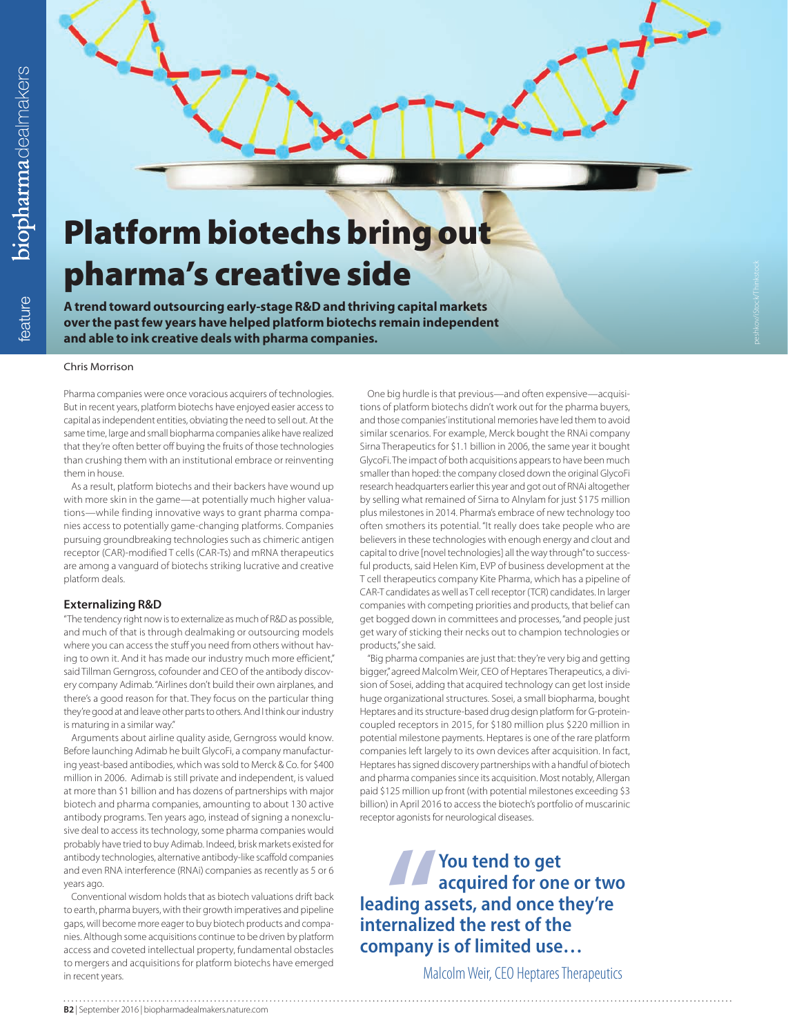# Platform biotechs bring out pharma's creative side

**A trend toward outsourcing early-stage R&D and thriving capital markets over the past few years have helped platform biotechs remain independent and able to ink creative deals with pharma companies.**

Chris Morrison

Pharma companies were once voracious acquirers of technologies. But in recent years, platform biotechs have enjoyed easier access to capital as independent entities, obviating the need to sell out. At the same time, large and small biopharma companies alike have realized that they're often better off buying the fruits of those technologies than crushing them with an institutional embrace or reinventing them in house.

As a result, platform biotechs and their backers have wound up with more skin in the game—at potentially much higher valuations—while finding innovative ways to grant pharma companies access to potentially game-changing platforms. Companies pursuing groundbreaking technologies such as chimeric antigen receptor (CAR)-modified T cells (CAR-Ts) and mRNA therapeutics are among a vanguard of biotechs striking lucrative and creative platform deals.

### Externalizing R&D

"The tendency right now is to externalize as much of R&D as possible, and much of that is through dealmaking or outsourcing models where you can access the stuff you need from others without having to own it. And it has made our industry much more efficient," said Tillman Gerngross, cofounder and CEO of the antibody discovery company Adimab. "Airlines don't build their own airplanes, and there's a good reason for that. They focus on the particular thing they're good at and leave other parts to others. And I think our industry is maturing in a similar way."

Arguments about airline quality aside, Gerngross would know. Before launching Adimab he built GlycoFi, a company manufacturing yeast-based antibodies, which was sold to Merck & Co. for $400 million in 2006. Adimab is still private and independent, is valued at more than $1 billion and has dozens of partnerships with major biotech and pharma companies, amounting to about 130 active antibody programs. Ten years ago, instead of signing a nonexclusive deal to access its technology, some pharma companies would probably have tried to buy Adimab. Indeed, brisk markets existed for antibody technologies, alternative antibody-like scaffold companies and even RNA interference (RNAi) companies as recently as 5 or 6 years ago.

Conventional wisdom holds that as biotech valuations drift back to earth, pharma buyers, with their growth imperatives and pipeline gaps, will become more eager to buy biotech products and companies. Although some acquisitions continue to be driven by platform access and coveted intellectual property, fundamental obstacles to mergers and acquisitions for platform biotechs have emerged in recent years.

One big hurdle is that previous—and often expensive—acquisitions of platform biotechs didn't work out for the pharma buyers, and those companies' institutional memories have led them to avoid similar scenarios. For example, Merck bought the RNAi company Sirna Therapeutics for $1.1 billion in 2006, the same year it bought GlycoFi. The impact of both acquisitions appears to have been much smaller than hoped: the company closed down the original GlycoFi research headquarters earlier this year and got out of RNAi altogether by selling what remained of Sirna to Alnylam for just $175 million plus milestones in 2014. Pharma's embrace of new technology too often smothers its potential. "It really does take people who are believers in these technologies with enough energy and clout and capital to drive [novel technologies] all the way through" to successful products, said Helen Kim, EVP of business development at the T cell therapeutics company Kite Pharma, which has a pipeline of CAR-T candidates as well as T cell receptor (TCR) candidates. In larger companies with competing priorities and products, that belief can get bogged down in committees and processes, "and people just get wary of sticking their necks out to champion technologies or products," she said.

"Big pharma companies are just that: they're very big and getting bigger," agreed Malcolm Weir, CEO of Heptares Therapeutics, a division of Sosei, adding that acquired technology can get lost inside huge organizational structures. Sosei, a small biopharma, bought Heptares and its structure-based drug design platform for G-protein-coupled receptors in 2015, for $180 million plus $220 million in potential milestone payments. Heptares is one of the rare platform companies left largely to its own devices after acquisition. In fact, Heptares has signed discovery partnerships with a handful of biotech and pharma companies since its acquisition. Most notably, Allergan paid $125 million up front (with potential milestones exceeding $3 billion) in April 2016 to access the biotech's portfolio of muscarinic receptor agonists for neurological diseases.

> **You tend to get acquired for one or two leading assets, and once they're internalized the rest of the company is of limited use…**
>
> Malcolm Weir, CEO Heptares Therapeutics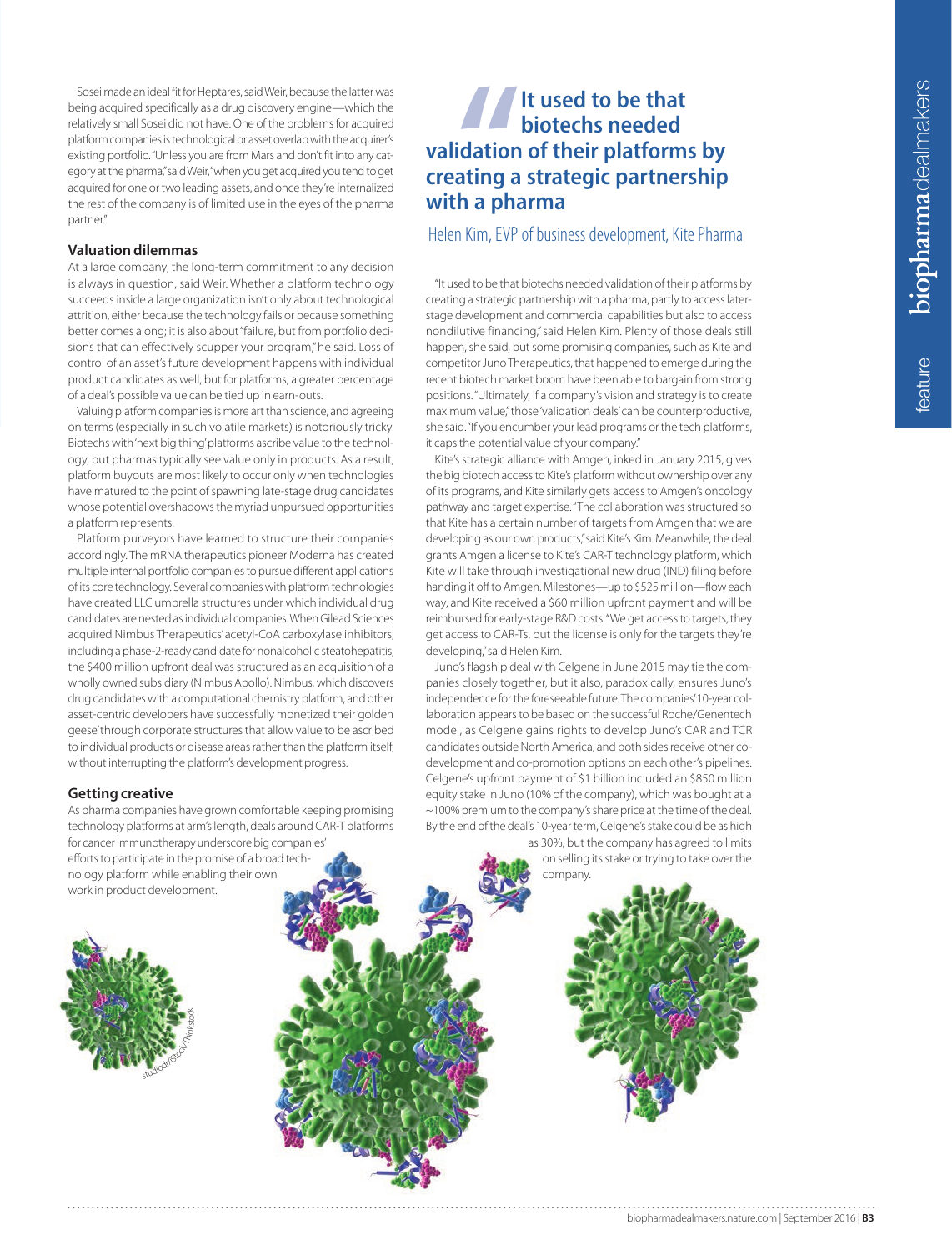Sosei made an ideal fit for Heptares, said Weir, because the latter was being acquired specifically as a drug discovery engine—which the relatively small Sosei did not have. One of the problems for acquired platform companies is technological or asset overlap with the acquirer's existing portfolio. "Unless you are from Mars and don't fit into any category at the pharma," said Weir, "when you get acquired you tend to get acquired for one or two leading assets, and once they're internalized the rest of the company is of limited use in the eyes of the pharma partner."

### Valuation dilemmas

At a large company, the long-term commitment to any decision is always in question, said Weir. Whether a platform technology succeeds inside a large organization isn't only about technological attrition, either because the technology fails or because something better comes along; it is also about "failure, but from portfolio decisions that can effectively scupper your program," he said. Loss of control of an asset's future development happens with individual product candidates as well, but for platforms, a greater percentage of a deal's possible value can be tied up in earn-outs.

Valuing platform companies is more art than science, and agreeing on terms (especially in such volatile markets) is notoriously tricky. Biotechs with 'next big thing' platforms ascribe value to the technology, but pharmas typically see value only in products. As a result, platform buyouts are most likely to occur only when technologies have matured to the point of spawning late-stage drug candidates whose potential overshadows the myriad unpursued opportunities a platform represents.

Platform purveyors have learned to structure their companies accordingly. The mRNA therapeutics pioneer Moderna has created multiple internal portfolio companies to pursue different applications of its core technology. Several companies with platform technologies have created LLC umbrella structures under which individual drug candidates are nested as individual companies. When Gilead Sciences acquired Nimbus Therapeutics' acetyl-CoA carboxylase inhibitors, including a phase-2-ready candidate for nonalcoholic steatohepatitis, the $400 million upfront deal was structured as an acquisition of a wholly owned subsidiary (Nimbus Apollo). Nimbus, which discovers drug candidates with a computational chemistry platform, and other asset-centric developers have successfully monetized their 'golden geese' through corporate structures that allow value to be ascribed to individual products or disease areas rather than the platform itself, without interrupting the platform's development progress.

### Getting creative

As pharma companies have grown comfortable keeping promising technology platforms at arm's length, deals around CAR-T platforms for cancer immunotherapy underscore big companies' efforts to participate in the promise of a broad technology platform while enabling their own work in product development.

> **It used to be that biotechs needed validation of their platforms by creating a strategic partnership with a pharma**
>
> Helen Kim, EVP of business development, Kite Pharma

"It used to be that biotechs needed validation of their platforms by creating a strategic partnership with a pharma, partly to access later-stage development and commercial capabilities but also to access nondilutive financing," said Helen Kim. Plenty of those deals still happen, she said, but some promising companies, such as Kite and competitor Juno Therapeutics, that happened to emerge during the recent biotech market boom have been able to bargain from strong positions. "Ultimately, if a company's vision and strategy is to create maximum value," those 'validation deals' can be counterproductive, she said. "If you encumber your lead programs or the tech platforms, it caps the potential value of your company."

Kite's strategic alliance with Amgen, inked in January 2015, gives the big biotech access to Kite's platform without ownership over any of its programs, and Kite similarly gets access to Amgen's oncology pathway and target expertise. "The collaboration was structured so that Kite has a certain number of targets from Amgen that we are developing as our own products," said Kite's Kim. Meanwhile, the deal grants Amgen a license to Kite's CAR-T technology platform, which Kite will take through investigational new drug (IND) filing before handing it off to Amgen. Milestones—up to $525 million—flow each way, and Kite received a $60 million upfront payment and will be reimbursed for early-stage R&D costs. "We get access to targets, they get access to CAR-Ts, but the license is only for the targets they're developing," said Helen Kim.

Juno's flagship deal with Celgene in June 2015 may tie the companies closely together, but it also, paradoxically, ensures Juno's independence for the foreseeable future. The companies' 10-year collaboration appears to be based on the successful Roche/Genentech model, as Celgene gains rights to develop Juno's CAR and TCR candidates outside North America, and both sides receive other co-development and co-promotion options on each other's pipelines. Celgene's upfront payment of $1 billion included an $850 million equity stake in Juno (10% of the company), which was bought at a ~100% premium to the company's share price at the time of the deal. By the end of the deal's 10-year term, Celgene's stake could be as high as 30%, but the company has agreed to limits on selling its stake or trying to take over the company.

studiodr/iStock/Thinkstock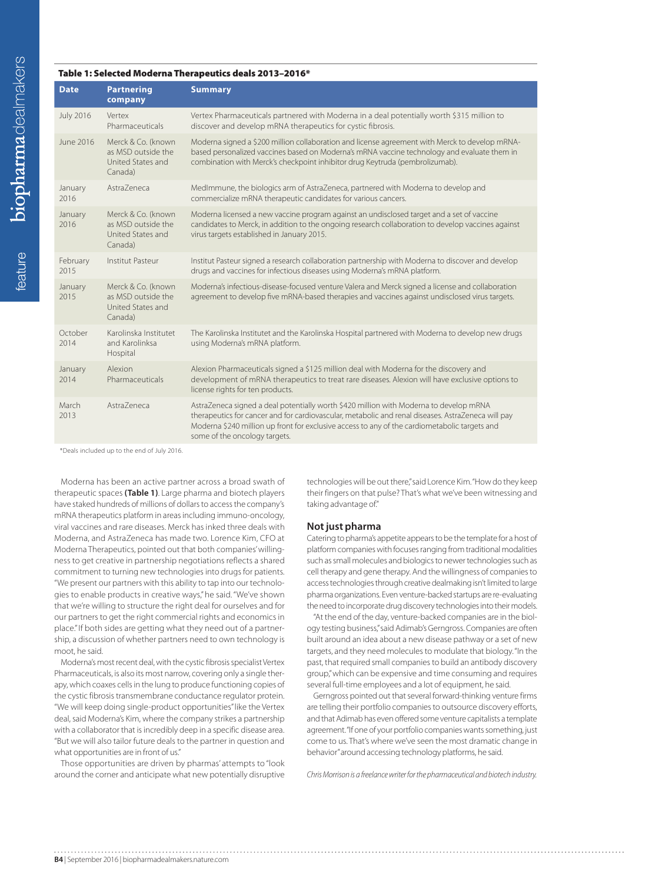**Table 1: Selected Moderna Therapeutics deals 2013–2016***

| Date | Partnering company | Summary |
| --- | --- | --- |
| July 2016 | Vertex Pharmaceuticals | Vertex Pharmaceuticals partnered with Moderna in a deal potentially worth $315 million to discover and develop mRNA therapeutics for cystic fibrosis. |
| June 2016 | Merck & Co. (known as MSD outside the United States and Canada) | Moderna signed a $200 million collaboration and license agreement with Merck to develop mRNA-based personalized vaccines based on Moderna's mRNA vaccine technology and evaluate them in combination with Merck's checkpoint inhibitor drug Keytruda (pembrolizumab). |
| January 2016 | AstraZeneca | MedImmune, the biologics arm of AstraZeneca, partnered with Moderna to develop and commercialize mRNA therapeutic candidates for various cancers. |
| January 2016 | Merck & Co. (known as MSD outside the United States and Canada) | Moderna licensed a new vaccine program against an undisclosed target and a set of vaccine candidates to Merck, in addition to the ongoing research collaboration to develop vaccines against virus targets established in January 2015. |
| February 2015 | Institut Pasteur | Institut Pasteur signed a research collaboration partnership with Moderna to discover and develop drugs and vaccines for infectious diseases using Moderna's mRNA platform. |
| January 2015 | Merck & Co. (known as MSD outside the United States and Canada) | Moderna's infectious-disease-focused venture Valera and Merck signed a license and collaboration agreement to develop five mRNA-based therapies and vaccines against undisclosed virus targets. |
| October 2014 | Karolinska Institutet and Karolinksa Hospital | The Karolinska Institutet and the Karolinska Hospital partnered with Moderna to develop new drugs using Moderna's mRNA platform. |
| January 2014 | Alexion Pharmaceuticals | Alexion Pharmaceuticals signed a $125 million deal with Moderna for the discovery and development of mRNA therapeutics to treat rare diseases. Alexion will have exclusive options to license rights for ten products. |
| March 2013 | AstraZeneca | AstraZeneca signed a deal potentially worth $420 million with Moderna to develop mRNA therapeutics for cancer and for cardiovascular, metabolic and renal diseases. AstraZeneca will pay Moderna $240 million up front for exclusive access to any of the cardiometabolic targets and some of the oncology targets. |

*Deals included up to the end of July 2016.

Moderna has been an active partner across a broad swath of therapeutic spaces **(Table 1)**. Large pharma and biotech players have staked hundreds of millions of dollars to access the company's mRNA therapeutics platform in areas including immuno-oncology, viral vaccines and rare diseases. Merck has inked three deals with Moderna, and AstraZeneca has made two. Lorence Kim, CFO at Moderna Therapeutics, pointed out that both companies' willingness to get creative in partnership negotiations reflects a shared commitment to turning new technologies into drugs for patients. "We present our partners with this ability to tap into our technologies to enable products in creative ways," he said. "We've shown that we're willing to structure the right deal for ourselves and for our partners to get the right commercial rights and economics in place." If both sides are getting what they need out of a partnership, a discussion of whether partners need to own technology is moot, he said.

Moderna's most recent deal, with the cystic fibrosis specialist Vertex Pharmaceuticals, is also its most narrow, covering only a single therapy, which coaxes cells in the lung to produce functioning copies of the cystic fibrosis transmembrane conductance regulator protein. "We will keep doing single-product opportunities" like the Vertex deal, said Moderna's Kim, where the company strikes a partnership with a collaborator that is incredibly deep in a specific disease area. "But we will also tailor future deals to the partner in question and what opportunities are in front of us."

Those opportunities are driven by pharmas' attempts to "look around the corner and anticipate what new potentially disruptive technologies will be out there," said Lorence Kim. "How do they keep their fingers on that pulse? That's what we've been witnessing and taking advantage of."

## Not just pharma

Catering to pharma's appetite appears to be the template for a host of platform companies with focuses ranging from traditional modalities such as small molecules and biologics to newer technologies such as cell therapy and gene therapy. And the willingness of companies to access technologies through creative dealmaking isn't limited to large pharma organizations. Even venture-backed startups are re-evaluating the need to incorporate drug discovery technologies into their models.

"At the end of the day, venture-backed companies are in the biology testing business," said Adimab's Gerngross. Companies are often built around an idea about a new disease pathway or a set of new targets, and they need molecules to modulate that biology. "In the past, that required small companies to build an antibody discovery group," which can be expensive and time consuming and requires several full-time employees and a lot of equipment, he said.

Gerngross pointed out that several forward-thinking venture firms are telling their portfolio companies to outsource discovery efforts, and that Adimab has even offered some venture capitalists a template agreement. "If one of your portfolio companies wants something, just come to us. That's where we've seen the most dramatic change in behavior" around accessing technology platforms, he said.

*Chris Morrison is a freelance writer for the pharmaceutical and biotech industry.*